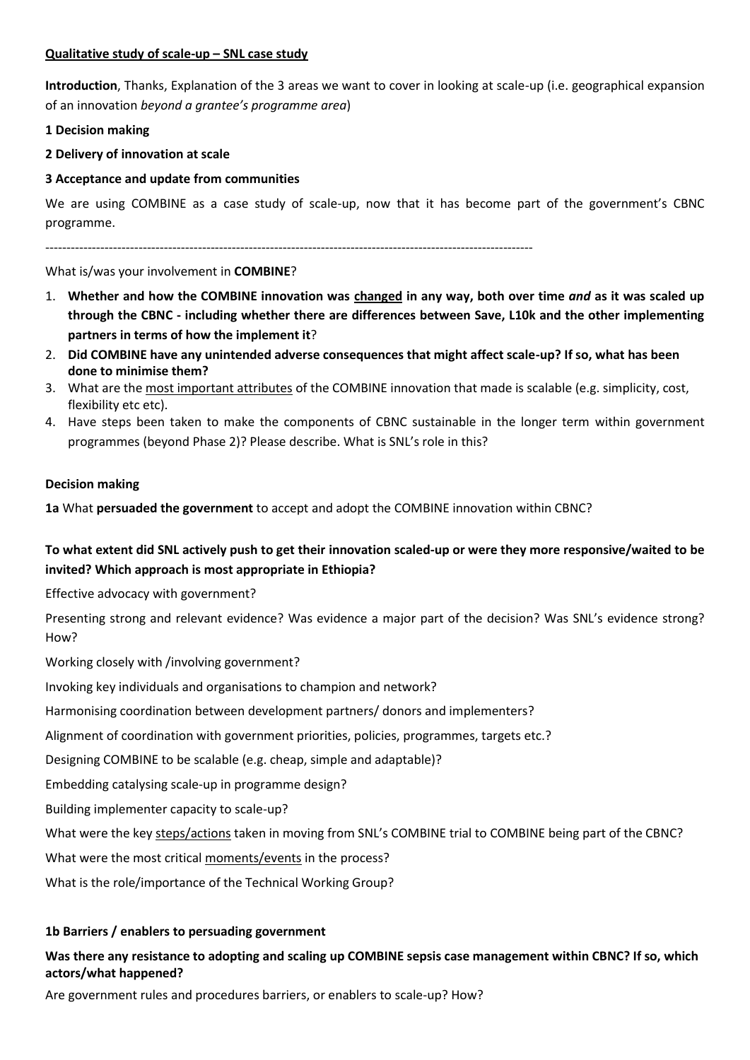**<u>Qualitative study of scale-up – SNL case study</u>**

**Introduction**, Thanks, Explanation of the 3 areas we want to cover in looking at scale-up (i.e. geographical expansion of an innovation *beyond a grantee's programme area*)

**1 Decision making**

**2 Delivery of innovation at scale**

**3 Acceptance and update from communities**

We are using COMBINE as a case study of scale-up, now that it has become part of the government's CBNC programme.

---

What is/was your involvement in **COMBINE**?

1. **Whether and how the COMBINE innovation was <u>changed</u> in any way, both over time *and* as it was scaled up through the CBNC - including whether there are differences between Save, L10k and the other implementing partners in terms of how the implement it**?
2. **Did COMBINE have any unintended adverse consequences that might affect scale-up? If so, what has been done to minimise them?**
3. What are the <u>most important attributes</u> of the COMBINE innovation that made is scalable (e.g. simplicity, cost, flexibility etc etc).
4. Have steps been taken to make the components of CBNC sustainable in the longer term within government programmes (beyond Phase 2)? Please describe. What is SNL's role in this?

**Decision making**

**1a** What **persuaded the government** to accept and adopt the COMBINE innovation within CBNC?

**To what extent did SNL actively push to get their innovation scaled-up or were they more responsive/waited to be invited? Which approach is most appropriate in Ethiopia?**

Effective advocacy with government?

Presenting strong and relevant evidence? Was evidence a major part of the decision? Was SNL's evidence strong? How?

Working closely with /involving government?

Invoking key individuals and organisations to champion and network?

Harmonising coordination between development partners/ donors and implementers?

Alignment of coordination with government priorities, policies, programmes, targets etc.?

Designing COMBINE to be scalable (e.g. cheap, simple and adaptable)?

Embedding catalysing scale-up in programme design?

Building implementer capacity to scale-up?

What were the key <u>steps/actions</u> taken in moving from SNL's COMBINE trial to COMBINE being part of the CBNC?

What were the most critical <u>moments/events</u> in the process?

What is the role/importance of the Technical Working Group?

**1b Barriers / enablers to persuading government**

**Was there any resistance to adopting and scaling up COMBINE sepsis case management within CBNC? If so, which actors/what happened?**

Are government rules and procedures barriers, or enablers to scale-up? How?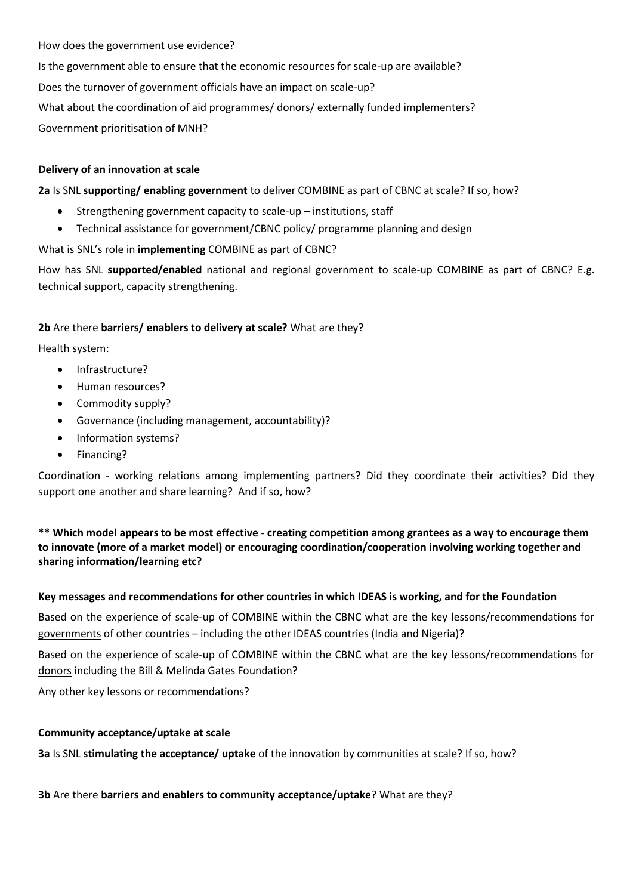How does the government use evidence?

Is the government able to ensure that the economic resources for scale-up are available?

Does the turnover of government officials have an impact on scale-up?

What about the coordination of aid programmes/ donors/ externally funded implementers?

Government prioritisation of MNH?

**Delivery of an innovation at scale**

**2a** Is SNL **supporting/ enabling government** to deliver COMBINE as part of CBNC at scale? If so, how?

- Strengthening government capacity to scale-up – institutions, staff
- Technical assistance for government/CBNC policy/ programme planning and design

What is SNL's role in **implementing** COMBINE as part of CBNC?

How has SNL **supported/enabled** national and regional government to scale-up COMBINE as part of CBNC? E.g. technical support, capacity strengthening.

**2b** Are there **barriers/ enablers to delivery at scale?** What are they?

Health system:

- Infrastructure?
- Human resources?
- Commodity supply?
- Governance (including management, accountability)?
- Information systems?
- Financing?

Coordination - working relations among implementing partners? Did they coordinate their activities? Did they support one another and share learning? And if so, how?

**** Which model appears to be most effective - creating competition among grantees as a way to encourage them to innovate (more of a market model) or encouraging coordination/cooperation involving working together and sharing information/learning etc?**

**Key messages and recommendations for other countries in which IDEAS is working, and for the Foundation**

Based on the experience of scale-up of COMBINE within the CBNC what are the key lessons/recommendations for governments of other countries – including the other IDEAS countries (India and Nigeria)?

Based on the experience of scale-up of COMBINE within the CBNC what are the key lessons/recommendations for donors including the Bill & Melinda Gates Foundation?

Any other key lessons or recommendations?

**Community acceptance/uptake at scale**

**3a** Is SNL **stimulating the acceptance/ uptake** of the innovation by communities at scale? If so, how?

**3b** Are there **barriers and enablers to community acceptance/uptake**? What are they?